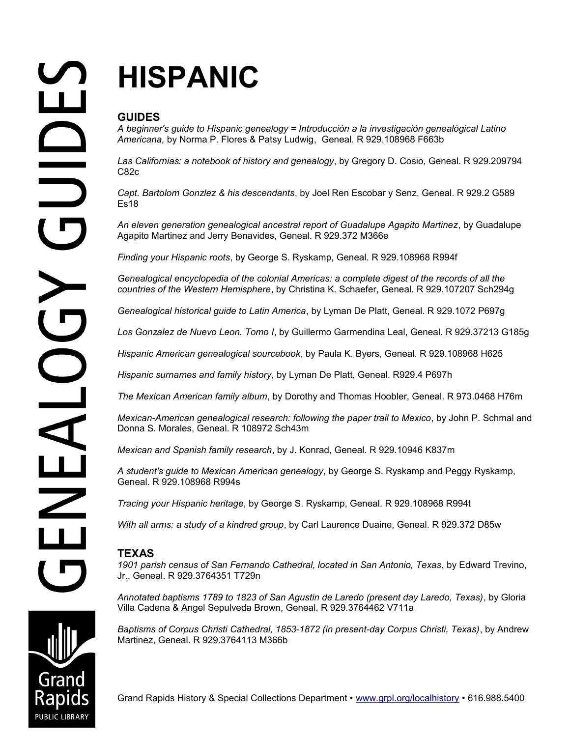# HISPANIC

## GUIDES

*A beginner's guide to Hispanic genealogy = Introducción a la investigación genealógical Latino Americana,* by Norma P. Flores & Patsy Ludwig, Geneal. R 929.108968 F663b

*Las Californias: a notebook of history and genealogy*, by Gregory D. Cosio, Geneal. R 929.209794 C82c

*Capt. Bartolom Gonzlez & his descendants*, by Joel Ren Escobar y Senz, Geneal. R 929.2 G589 Es18

*An eleven generation genealogical ancestral report of Guadalupe Agapito Martinez*, by Guadalupe Agapito Martinez and Jerry Benavides, Geneal. R 929.372 M366e

*Finding your Hispanic roots*, by George S. Ryskamp, Geneal. R 929.108968 R994f

*Genealogical encyclopedia of the colonial Americas: a complete digest of the records of all the countries of the Western Hemisphere*, by Christina K. Schaefer, Geneal. R 929.107207 Sch294g

*Genealogical historical guide to Latin America*, by Lyman De Platt, Geneal. R 929.1072 P697g

*Los Gonzalez de Nuevo Leon. Tomo I*, by Guillermo Garmendina Leal, Geneal. R 929.37213 G185g

*Hispanic American genealogical sourcebook*, by Paula K. Byers, Geneal. R 929.108968 H625

*Hispanic surnames and family history*, by Lyman De Platt, Geneal. R929.4 P697h

*The Mexican American family album*, by Dorothy and Thomas Hoobler, Geneal. R 973.0468 H76m

*Mexican-American genealogical research: following the paper trail to Mexico*, by John P. Schmal and Donna S. Morales, Geneal. R 108972 Sch43m

*Mexican and Spanish family research*, by J. Konrad, Geneal. R 929.10946 K837m

*A student's guide to Mexican American genealogy*, by George S. Ryskamp and Peggy Ryskamp, Geneal. R 929.108968 R994s

*Tracing your Hispanic heritage*, by George S. Ryskamp, Geneal. R 929.108968 R994t

*With all arms: a study of a kindred group*, by Carl Laurence Duaine, Geneal. R 929.372 D85w

## TEXAS

*1901 parish census of San Fernando Cathedral, located in San Antonio, Texas*, by Edward Trevino, Jr., Geneal. R 929.3764351 T729n

*Annotated baptisms 1789 to 1823 of San Agustin de Laredo (present day Laredo, Texas)*, by Gloria Villa Cadena & Angel Sepulveda Brown, Geneal. R 929.3764462 V711a

*Baptisms of Corpus Christi Cathedral, 1853-1872 (in present-day Corpus Christi, Texas)*, by Andrew Martinez, Geneal. R 929.3764113 M366b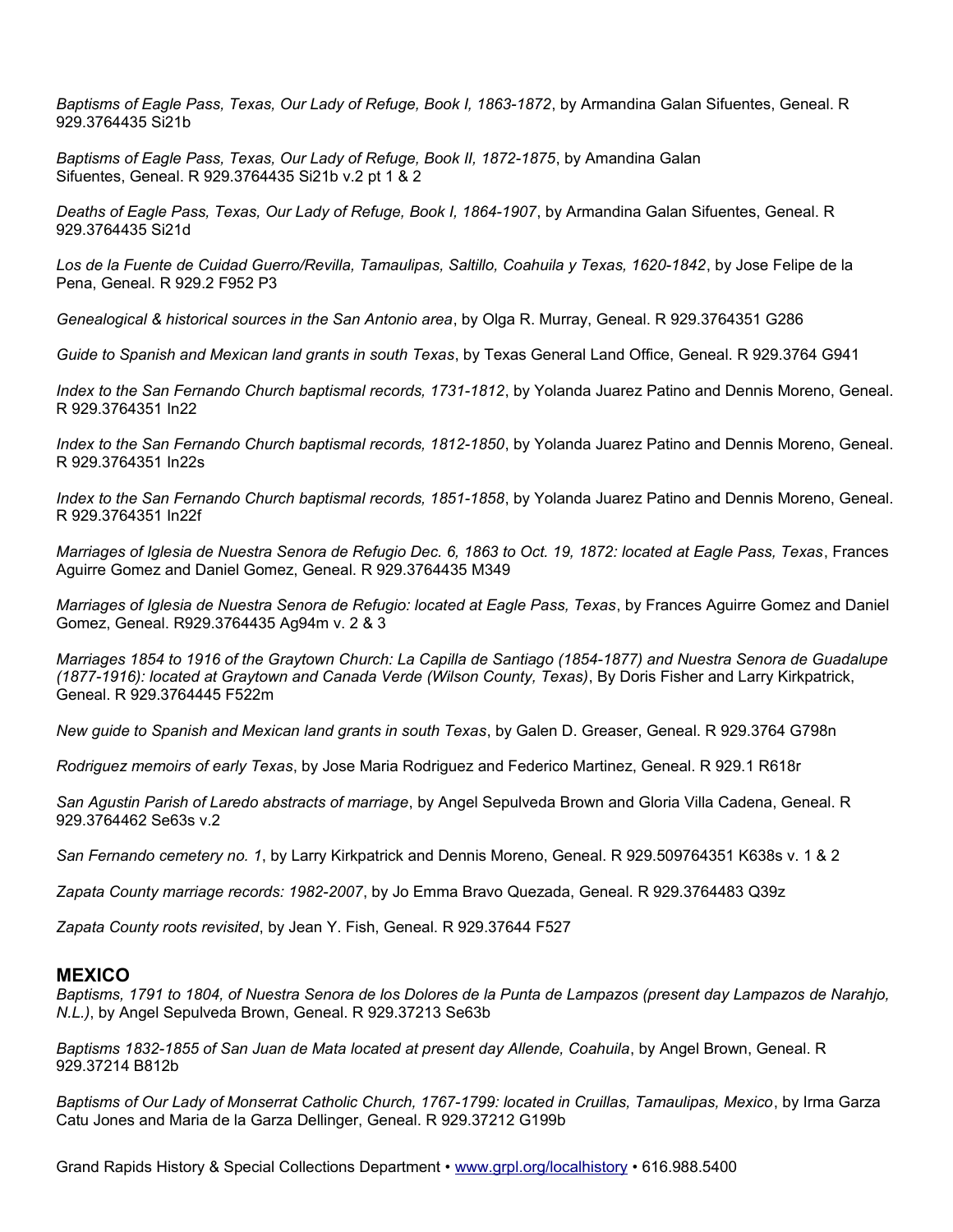*Baptisms of Eagle Pass, Texas, Our Lady of Refuge, Book I, 1863-1872*, by Armandina Galan Sifuentes, Geneal. R 929.3764435 Si21b

*Baptisms of Eagle Pass, Texas, Our Lady of Refuge, Book II, 1872-1875*, by Amandina Galan Sifuentes, Geneal. R 929.3764435 Si21b v.2 pt 1 & 2

*Deaths of Eagle Pass, Texas, Our Lady of Refuge, Book I, 1864-1907*, by Armandina Galan Sifuentes, Geneal. R 929.3764435 Si21d

*Los de la Fuente de Cuidad Guerro/Revilla, Tamaulipas, Saltillo, Coahuila y Texas, 1620-1842*, by Jose Felipe de la Pena, Geneal. R 929.2 F952 P3

*Genealogical & historical sources in the San Antonio area*, by Olga R. Murray, Geneal. R 929.3764351 G286

*Guide to Spanish and Mexican land grants in south Texas*, by Texas General Land Office, Geneal. R 929.3764 G941

*Index to the San Fernando Church baptismal records, 1731-1812*, by Yolanda Juarez Patino and Dennis Moreno, Geneal. R 929.3764351 In22

*Index to the San Fernando Church baptismal records, 1812-1850*, by Yolanda Juarez Patino and Dennis Moreno, Geneal. R 929.3764351 In22s

*Index to the San Fernando Church baptismal records, 1851-1858*, by Yolanda Juarez Patino and Dennis Moreno, Geneal. R 929.3764351 In22f

*Marriages of Iglesia de Nuestra Senora de Refugio Dec. 6, 1863 to Oct. 19, 1872: located at Eagle Pass, Texas*, Frances Aguirre Gomez and Daniel Gomez, Geneal. R 929.3764435 M349

*Marriages of Iglesia de Nuestra Senora de Refugio: located at Eagle Pass, Texas*, by Frances Aguirre Gomez and Daniel Gomez, Geneal. R929.3764435 Ag94m v. 2 & 3

*Marriages 1854 to 1916 of the Graytown Church: La Capilla de Santiago (1854-1877) and Nuestra Senora de Guadalupe (1877-1916): located at Graytown and Canada Verde (Wilson County, Texas)*, By Doris Fisher and Larry Kirkpatrick, Geneal. R 929.3764445 F522m

*New guide to Spanish and Mexican land grants in south Texas*, by Galen D. Greaser, Geneal. R 929.3764 G798n

*Rodriguez memoirs of early Texas*, by Jose Maria Rodriguez and Federico Martinez, Geneal. R 929.1 R618r

*San Agustin Parish of Laredo abstracts of marriage*, by Angel Sepulveda Brown and Gloria Villa Cadena, Geneal. R 929.3764462 Se63s v.2

*San Fernando cemetery no. 1*, by Larry Kirkpatrick and Dennis Moreno, Geneal. R 929.509764351 K638s v. 1 & 2

*Zapata County marriage records: 1982-2007*, by Jo Emma Bravo Quezada, Geneal. R 929.3764483 Q39z

*Zapata County roots revisited*, by Jean Y. Fish, Geneal. R 929.37644 F527

## MEXICO

*Baptisms, 1791 to 1804, of Nuestra Senora de los Dolores de la Punta de Lampazos (present day Lampazos de Narahjo, N.L.)*, by Angel Sepulveda Brown, Geneal. R 929.37213 Se63b

*Baptisms 1832-1855 of San Juan de Mata located at present day Allende, Coahuila*, by Angel Brown, Geneal. R 929.37214 B812b

*Baptisms of Our Lady of Monserrat Catholic Church, 1767-1799: located in Cruillas, Tamaulipas, Mexico*, by Irma Garza Catu Jones and Maria de la Garza Dellinger, Geneal. R 929.37212 G199b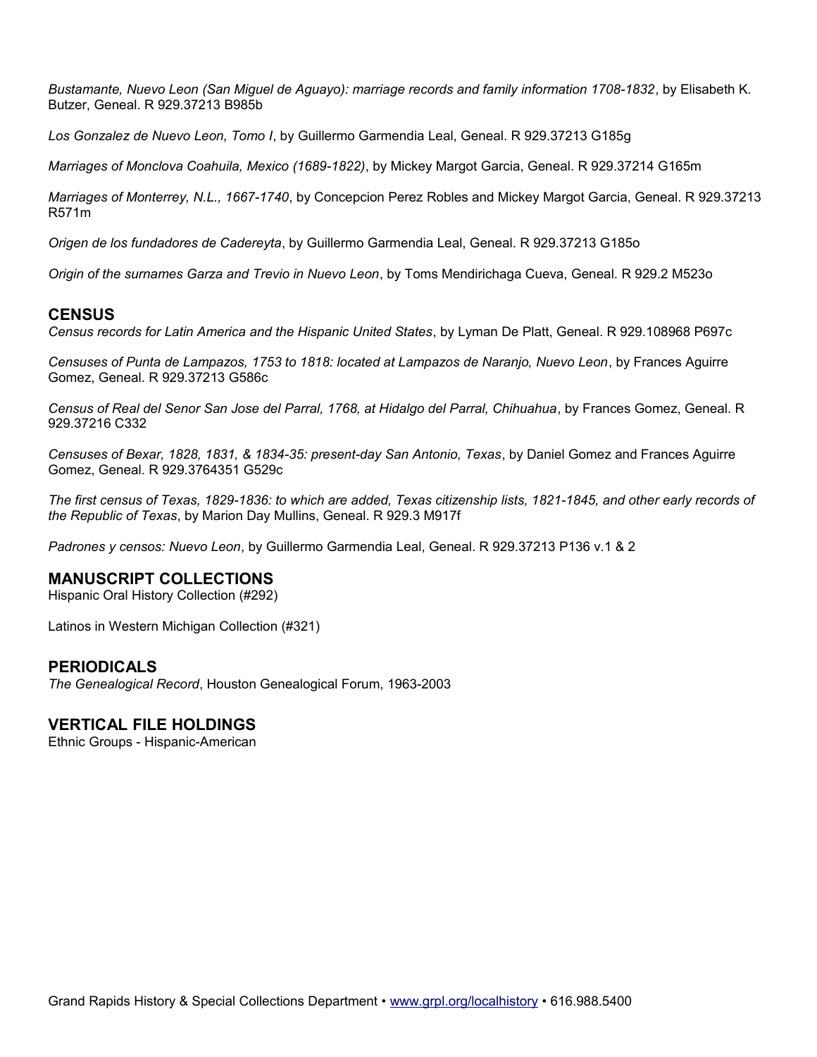*Bustamante, Nuevo Leon (San Miguel de Aguayo): marriage records and family information 1708-1832*, by Elisabeth K. Butzer, Geneal. R 929.37213 B985b

*Los Gonzalez de Nuevo Leon, Tomo I*, by Guillermo Garmendia Leal, Geneal. R 929.37213 G185g

*Marriages of Monclova Coahuila, Mexico (1689-1822)*, by Mickey Margot Garcia, Geneal. R 929.37214 G165m

*Marriages of Monterrey, N.L., 1667-1740*, by Concepcion Perez Robles and Mickey Margot Garcia, Geneal. R 929.37213 R571m

*Origen de los fundadores de Cadereyta*, by Guillermo Garmendia Leal, Geneal. R 929.37213 G185o

*Origin of the surnames Garza and Trevio in Nuevo Leon*, by Toms Mendirichaga Cueva, Geneal. R 929.2 M523o

## CENSUS

*Census records for Latin America and the Hispanic United States*, by Lyman De Platt, Geneal. R 929.108968 P697c

*Censuses of Punta de Lampazos, 1753 to 1818: located at Lampazos de Naranjo, Nuevo Leon*, by Frances Aguirre Gomez, Geneal. R 929.37213 G586c

*Census of Real del Senor San Jose del Parral, 1768, at Hidalgo del Parral, Chihuahua*, by Frances Gomez, Geneal. R 929.37216 C332

*Censuses of Bexar, 1828, 1831, & 1834-35: present-day San Antonio, Texas*, by Daniel Gomez and Frances Aguirre Gomez, Geneal. R 929.3764351 G529c

*The first census of Texas, 1829-1836: to which are added, Texas citizenship lists, 1821-1845, and other early records of the Republic of Texas*, by Marion Day Mullins, Geneal. R 929.3 M917f

*Padrones y censos: Nuevo Leon*, by Guillermo Garmendia Leal, Geneal. R 929.37213 P136 v.1 & 2

## MANUSCRIPT COLLECTIONS

Hispanic Oral History Collection (#292)

Latinos in Western Michigan Collection (#321)

## PERIODICALS

*The Genealogical Record*, Houston Genealogical Forum, 1963-2003

## VERTICAL FILE HOLDINGS

Ethnic Groups - Hispanic-American